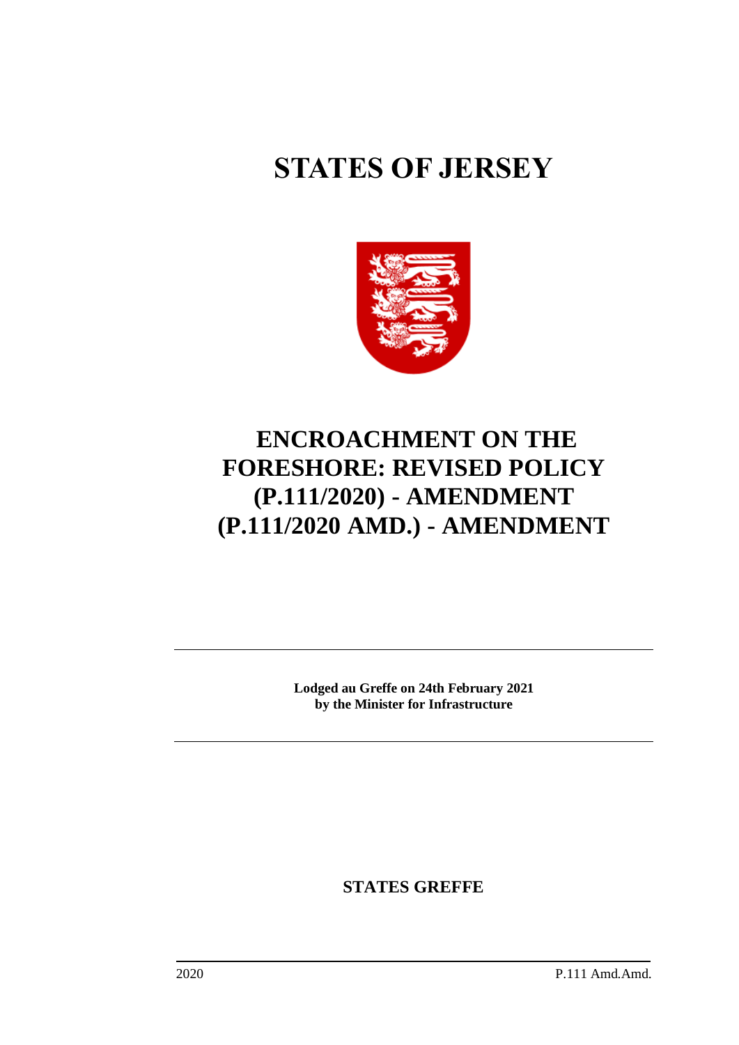# STATES OF JERSEY

# ENCROACHMENT ON THE FORESHORE: REVISED POLICY (P.111/2020) - AMENDMENT (P.111/2020 AMD.) - AMENDMENT

**Lodged au Greffe on 24th February 2021**
**by the Minister for Infrastructure**

**STATES GREFFE**

2020 P.111 Amd.Amd.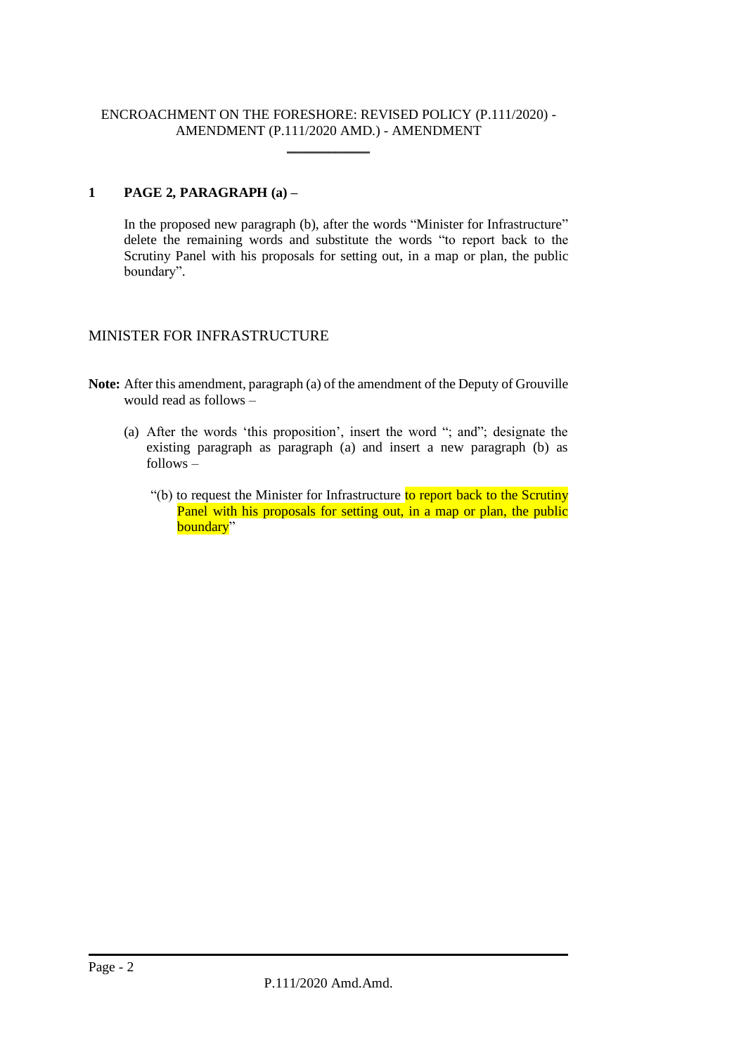ENCROACHMENT ON THE FORESHORE: REVISED POLICY (P.111/2020) - AMENDMENT (P.111/2020 AMD.) - AMENDMENT

____________

**1 PAGE 2, PARAGRAPH (a) –**

In the proposed new paragraph (b), after the words "Minister for Infrastructure" delete the remaining words and substitute the words "to report back to the Scrutiny Panel with his proposals for setting out, in a map or plan, the public boundary".

MINISTER FOR INFRASTRUCTURE

**Note:** After this amendment, paragraph (a) of the amendment of the Deputy of Grouville would read as follows –

(a) After the words 'this proposition', insert the word "; and"; designate the existing paragraph as paragraph (a) and insert a new paragraph (b) as follows –

"(b) to request the Minister for Infrastructure to report back to the Scrutiny Panel with his proposals for setting out, in a map or plan, the public boundary"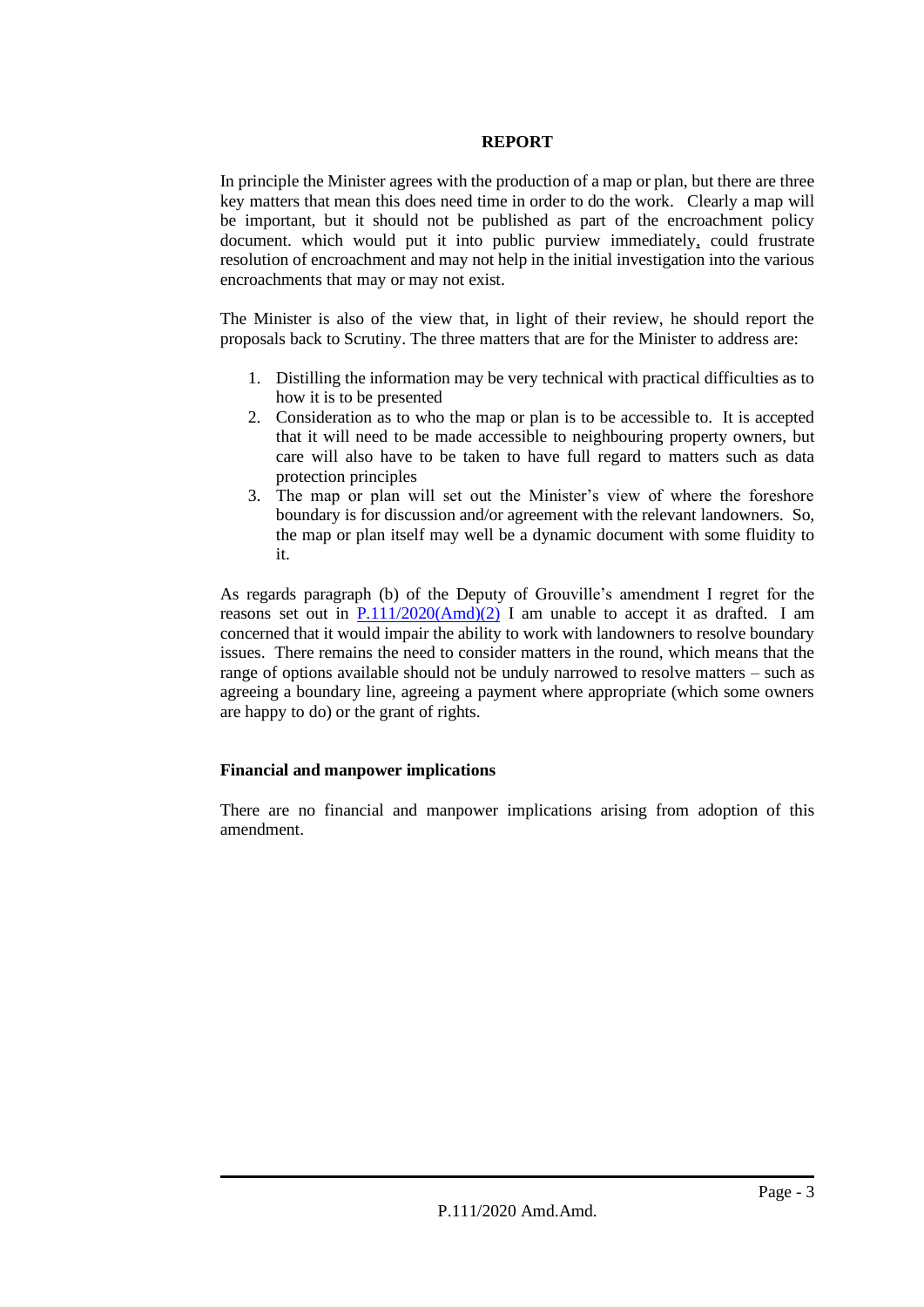**REPORT**

In principle the Minister agrees with the production of a map or plan, but there are three key matters that mean this does need time in order to do the work. Clearly a map will be important, but it should not be published as part of the encroachment policy document. which would put it into public purview immediately, could frustrate resolution of encroachment and may not help in the initial investigation into the various encroachments that may or may not exist.

The Minister is also of the view that, in light of their review, he should report the proposals back to Scrutiny. The three matters that are for the Minister to address are:

1. Distilling the information may be very technical with practical difficulties as to how it is to be presented
2. Consideration as to who the map or plan is to be accessible to. It is accepted that it will need to be made accessible to neighbouring property owners, but care will also have to be taken to have full regard to matters such as data protection principles
3. The map or plan will set out the Minister's view of where the foreshore boundary is for discussion and/or agreement with the relevant landowners. So, the map or plan itself may well be a dynamic document with some fluidity to it.

As regards paragraph (b) of the Deputy of Grouville's amendment I regret for the reasons set out in P.111/2020(Amd)(2) I am unable to accept it as drafted. I am concerned that it would impair the ability to work with landowners to resolve boundary issues. There remains the need to consider matters in the round, which means that the range of options available should not be unduly narrowed to resolve matters – such as agreeing a boundary line, agreeing a payment where appropriate (which some owners are happy to do) or the grant of rights.

**Financial and manpower implications**

There are no financial and manpower implications arising from adoption of this amendment.